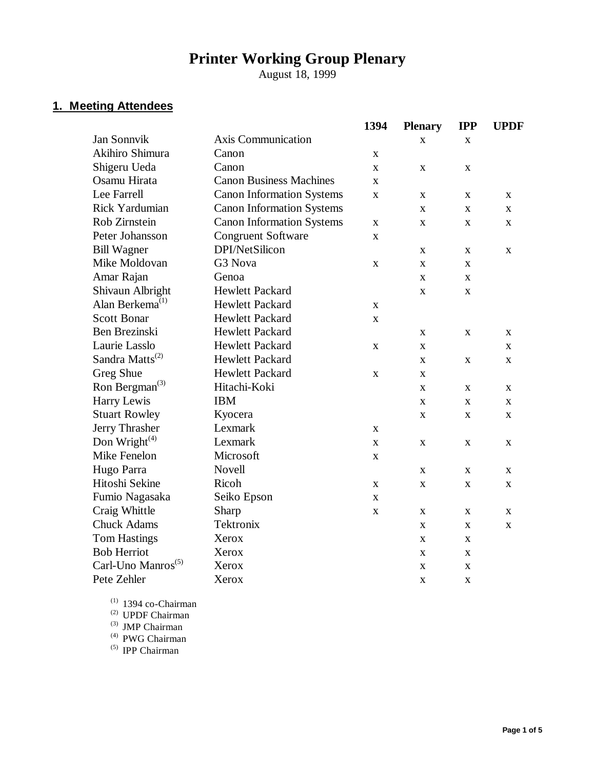# Printer Working Group Plenary

August 18, 1999

## 1. Meeting Attendees

| Name | Company | 1394 | Plenary | IPP | UPDF |
|---|---|---|---|---|---|
| Jan Sonnvik | Axis Communication | | x | x | |
| Akihiro Shimura | Canon | x | | | |
| Shigeru Ueda | Canon | x | x | x | |
| Osamu Hirata | Canon Business Machines | x | | | |
| Lee Farrell | Canon Information Systems | x | x | x | x |
| Rick Yardumian | Canon Information Systems | | x | x | x |
| Rob Zirnstein | Canon Information Systems | x | x | x | x |
| Peter Johansson | Congruent Software | x | | | |
| Bill Wagner | DPI/NetSilicon | | x | x | x |
| Mike Moldovan | G3 Nova | x | x | x | |
| Amar Rajan | Genoa | | x | x | |
| Shivaun Albright | Hewlett Packard | | x | x | |
| Alan Berkema[1] | Hewlett Packard | x | | | |
| Scott Bonar | Hewlett Packard | x | | | |
| Ben Brezinski | Hewlett Packard | | x | x | x |
| Laurie Lasslo | Hewlett Packard | x | x | | x |
| Sandra Matts[2] | Hewlett Packard | | x | x | x |
| Greg Shue | Hewlett Packard | x | x | | |
| Ron Bergman[3] | Hitachi-Koki | | x | x | x |
| Harry Lewis | IBM | | x | x | x |
| Stuart Rowley | Kyocera | | x | x | x |
| Jerry Thrasher | Lexmark | x | | | |
| Don Wright[4] | Lexmark | x | x | x | x |
| Mike Fenelon | Microsoft | x | | | |
| Hugo Parra | Novell | | x | x | x |
| Hitoshi Sekine | Ricoh | x | x | x | x |
| Fumio Nagasaka | Seiko Epson | x | | | |
| Craig Whittle | Sharp | x | x | x | x |
| Chuck Adams | Tektronix | | x | x | x |
| Tom Hastings | Xerox | | x | x | |
| Bob Herriot | Xerox | | x | x | |
| Carl-Uno Manros[5] | Xerox | | x | x | |
| Pete Zehler | Xerox | | x | x | |

(1) 1394 co-Chairman
(2) UPDF Chairman
(3) JMP Chairman
(4) PWG Chairman
(5) IPP Chairman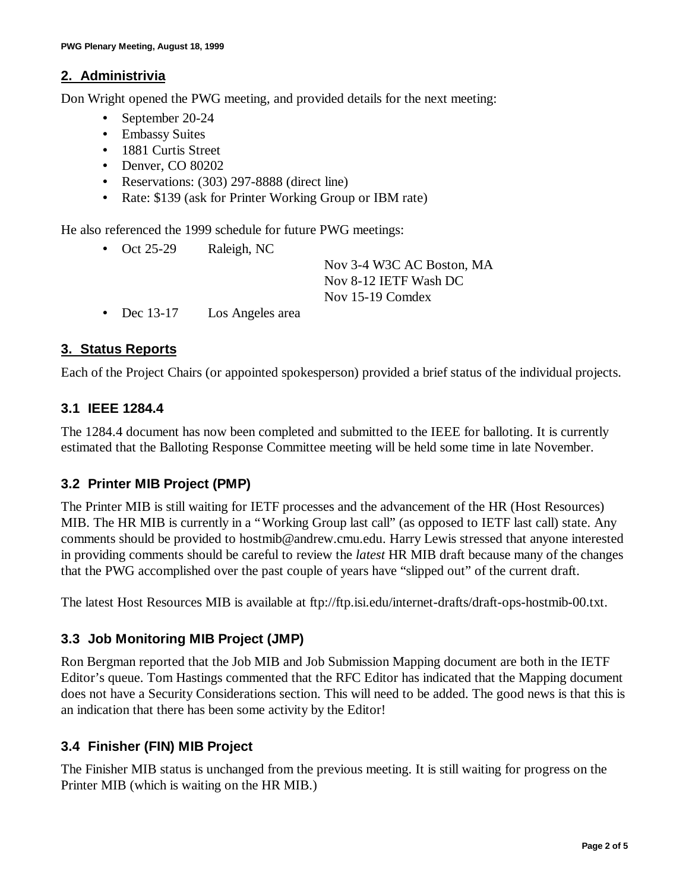## 2. Administrivia

Don Wright opened the PWG meeting, and provided details for the next meeting:

- September 20-24
- Embassy Suites
- 1881 Curtis Street
- Denver, CO 80202
- Reservations: (303) 297-8888 (direct line)
- Rate: $139 (ask for Printer Working Group or IBM rate)

He also referenced the 1999 schedule for future PWG meetings:

- Oct 25-29 Raleigh, NC
  - Nov 3-4 W3C AC Boston, MA
  - Nov 8-12 IETF Wash DC
  - Nov 15-19 Comdex
- Dec 13-17 Los Angeles area

## 3. Status Reports

Each of the Project Chairs (or appointed spokesperson) provided a brief status of the individual projects.

### 3.1 IEEE 1284.4

The 1284.4 document has now been completed and submitted to the IEEE for balloting. It is currently estimated that the Balloting Response Committee meeting will be held some time in late November.

### 3.2 Printer MIB Project (PMP)

The Printer MIB is still waiting for IETF processes and the advancement of the HR (Host Resources) MIB. The HR MIB is currently in a "Working Group last call" (as opposed to IETF last call) state. Any comments should be provided to hostmib@andrew.cmu.edu. Harry Lewis stressed that anyone interested in providing comments should be careful to review the *latest* HR MIB draft because many of the changes that the PWG accomplished over the past couple of years have "slipped out" of the current draft.

The latest Host Resources MIB is available at ftp://ftp.isi.edu/internet-drafts/draft-ops-hostmib-00.txt.

### 3.3 Job Monitoring MIB Project (JMP)

Ron Bergman reported that the Job MIB and Job Submission Mapping document are both in the IETF Editor's queue. Tom Hastings commented that the RFC Editor has indicated that the Mapping document does not have a Security Considerations section. This will need to be added. The good news is that this is an indication that there has been some activity by the Editor!

### 3.4 Finisher (FIN) MIB Project

The Finisher MIB status is unchanged from the previous meeting. It is still waiting for progress on the Printer MIB (which is waiting on the HR MIB.)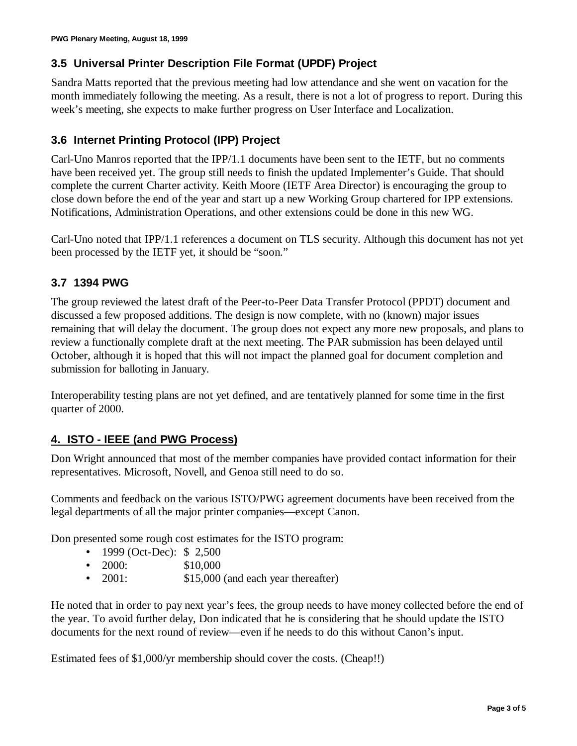### 3.5 Universal Printer Description File Format (UPDF) Project

Sandra Matts reported that the previous meeting had low attendance and she went on vacation for the month immediately following the meeting. As a result, there is not a lot of progress to report. During this week's meeting, she expects to make further progress on User Interface and Localization.

### 3.6 Internet Printing Protocol (IPP) Project

Carl-Uno Manros reported that the IPP/1.1 documents have been sent to the IETF, but no comments have been received yet. The group still needs to finish the updated Implementer's Guide. That should complete the current Charter activity. Keith Moore (IETF Area Director) is encouraging the group to close down before the end of the year and start up a new Working Group chartered for IPP extensions. Notifications, Administration Operations, and other extensions could be done in this new WG.

Carl-Uno noted that IPP/1.1 references a document on TLS security. Although this document has not yet been processed by the IETF yet, it should be "soon."

### 3.7 1394 PWG

The group reviewed the latest draft of the Peer-to-Peer Data Transfer Protocol (PPDT) document and discussed a few proposed additions. The design is now complete, with no (known) major issues remaining that will delay the document. The group does not expect any more new proposals, and plans to review a functionally complete draft at the next meeting. The PAR submission has been delayed until October, although it is hoped that this will not impact the planned goal for document completion and submission for balloting in January.

Interoperability testing plans are not yet defined, and are tentatively planned for some time in the first quarter of 2000.

## 4. ISTO - IEEE (and PWG Process)

Don Wright announced that most of the member companies have provided contact information for their representatives. Microsoft, Novell, and Genoa still need to do so.

Comments and feedback on the various ISTO/PWG agreement documents have been received from the legal departments of all the major printer companies—except Canon.

Don presented some rough cost estimates for the ISTO program:

- 1999 (Oct-Dec): $ 2,500
- 2000: $10,000
- 2001: $15,000 (and each year thereafter)

He noted that in order to pay next year's fees, the group needs to have money collected before the end of the year. To avoid further delay, Don indicated that he is considering that he should update the ISTO documents for the next round of review—even if he needs to do this without Canon's input.

Estimated fees of $1,000/yr membership should cover the costs. (Cheap!!)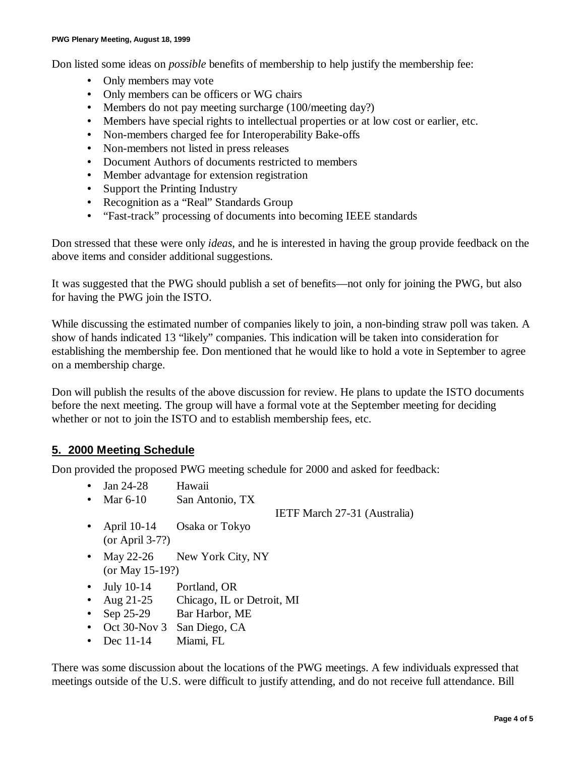Don listed some ideas on *possible* benefits of membership to help justify the membership fee:

- Only members may vote
- Only members can be officers or WG chairs
- Members do not pay meeting surcharge (100/meeting day?)
- Members have special rights to intellectual properties or at low cost or earlier, etc.
- Non-members charged fee for Interoperability Bake-offs
- Non-members not listed in press releases
- Document Authors of documents restricted to members
- Member advantage for extension registration
- Support the Printing Industry
- Recognition as a "Real" Standards Group
- "Fast-track" processing of documents into becoming IEEE standards

Don stressed that these were only *ideas*, and he is interested in having the group provide feedback on the above items and consider additional suggestions.

It was suggested that the PWG should publish a set of benefits—not only for joining the PWG, but also for having the PWG join the ISTO.

While discussing the estimated number of companies likely to join, a non-binding straw poll was taken. A show of hands indicated 13 "likely" companies. This indication will be taken into consideration for establishing the membership fee. Don mentioned that he would like to hold a vote in September to agree on a membership charge.

Don will publish the results of the above discussion for review. He plans to update the ISTO documents before the next meeting. The group will have a formal vote at the September meeting for deciding whether or not to join the ISTO and to establish membership fees, etc.

## 5. 2000 Meeting Schedule

Don provided the proposed PWG meeting schedule for 2000 and asked for feedback:

- Jan 24-28 Hawaii
- Mar 6-10 San Antonio, TX

  IETF March 27-31 (Australia)
- April 10-14 Osaka or Tokyo
  (or April 3-7?)
- May 22-26 New York City, NY
  (or May 15-19?)
- July 10-14 Portland, OR
- Aug 21-25 Chicago, IL or Detroit, MI
- Sep 25-29 Bar Harbor, ME
- Oct 30-Nov 3 San Diego, CA
- Dec 11-14 Miami, FL

There was some discussion about the locations of the PWG meetings. A few individuals expressed that meetings outside of the U.S. were difficult to justify attending, and do not receive full attendance. Bill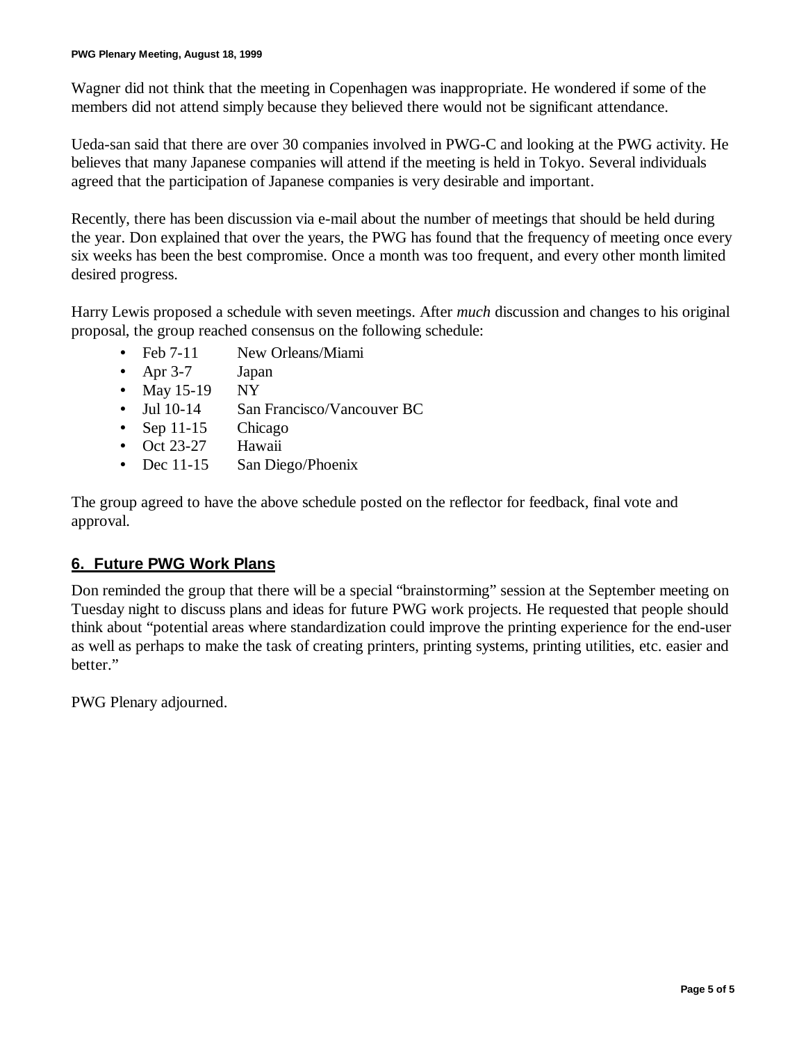Wagner did not think that the meeting in Copenhagen was inappropriate. He wondered if some of the members did not attend simply because they believed there would not be significant attendance.

Ueda-san said that there are over 30 companies involved in PWG-C and looking at the PWG activity. He believes that many Japanese companies will attend if the meeting is held in Tokyo. Several individuals agreed that the participation of Japanese companies is very desirable and important.

Recently, there has been discussion via e-mail about the number of meetings that should be held during the year. Don explained that over the years, the PWG has found that the frequency of meeting once every six weeks has been the best compromise. Once a month was too frequent, and every other month limited desired progress.

Harry Lewis proposed a schedule with seven meetings. After *much* discussion and changes to his original proposal, the group reached consensus on the following schedule:

- Feb 7-11 New Orleans/Miami
- Apr 3-7 Japan
- May 15-19 NY
- Jul 10-14 San Francisco/Vancouver BC
- Sep 11-15 Chicago
- Oct 23-27 Hawaii
- Dec 11-15 San Diego/Phoenix

The group agreed to have the above schedule posted on the reflector for feedback, final vote and approval.

## 6. Future PWG Work Plans

Don reminded the group that there will be a special "brainstorming" session at the September meeting on Tuesday night to discuss plans and ideas for future PWG work projects. He requested that people should think about "potential areas where standardization could improve the printing experience for the end-user as well as perhaps to make the task of creating printers, printing systems, printing utilities, etc. easier and better."

PWG Plenary adjourned.